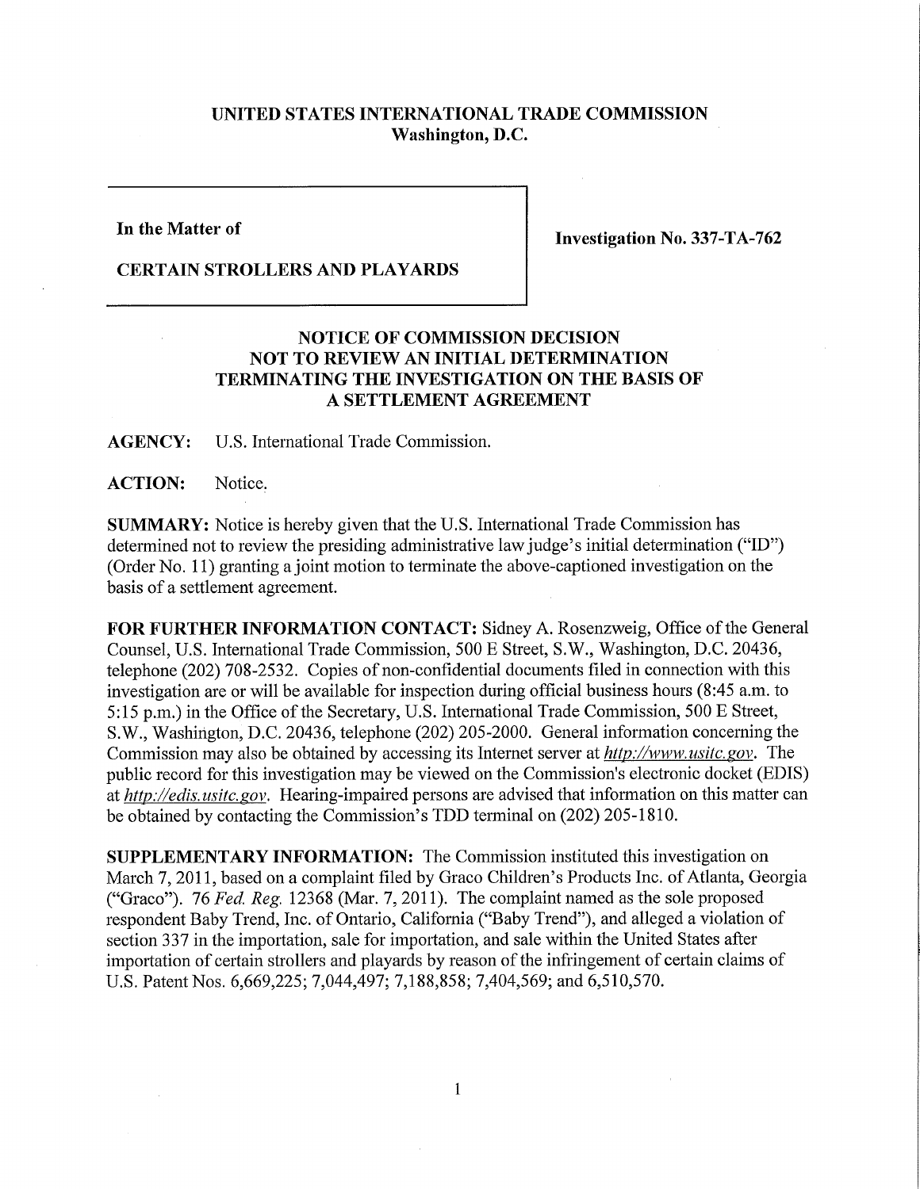**UNITED STATES INTERNATIONAL TRADE COMMISSION**
**Washington, D.C.**

| **In the Matter of** **CERTAIN STROLLERS AND PLAYARDS** | **Investigation No. 337-TA-762** |
|---|---|

**NOTICE OF COMMISSION DECISION NOT TO REVIEW AN INITIAL DETERMINATION TERMINATING THE INVESTIGATION ON THE BASIS OF A SETTLEMENT AGREEMENT**

**AGENCY:** U.S. International Trade Commission.

**ACTION:** Notice.

**SUMMARY:** Notice is hereby given that the U.S. International Trade Commission has determined not to review the presiding administrative law judge's initial determination ("ID") (Order No. 11) granting a joint motion to terminate the above-captioned investigation on the basis of a settlement agreement.

**FOR FURTHER INFORMATION CONTACT:** Sidney A. Rosenzweig, Office of the General Counsel, U.S. International Trade Commission, 500 E Street, S.W., Washington, D.C. 20436, telephone (202) 708-2532. Copies of non-confidential documents filed in connection with this investigation are or will be available for inspection during official business hours (8:45 a.m. to 5:15 p.m.) in the Office of the Secretary, U.S. International Trade Commission, 500 E Street, S.W., Washington, D.C. 20436, telephone (202) 205-2000. General information concerning the Commission may also be obtained by accessing its Internet server at *http://www.usitc.gov*. The public record for this investigation may be viewed on the Commission's electronic docket (EDIS) at *http://edis.usitc.gov*. Hearing-impaired persons are advised that information on this matter can be obtained by contacting the Commission's TDD terminal on (202) 205-1810.

**SUPPLEMENTARY INFORMATION:** The Commission instituted this investigation on March 7, 2011, based on a complaint filed by Graco Children's Products Inc. of Atlanta, Georgia ("Graco"). 76 *Fed. Reg.* 12368 (Mar. 7, 2011). The complaint named as the sole proposed respondent Baby Trend, Inc. of Ontario, California ("Baby Trend"), and alleged a violation of section 337 in the importation, sale for importation, and sale within the United States after importation of certain strollers and playards by reason of the infringement of certain claims of U.S. Patent Nos. 6,669,225; 7,044,497; 7,188,858; 7,404,569; and 6,510,570.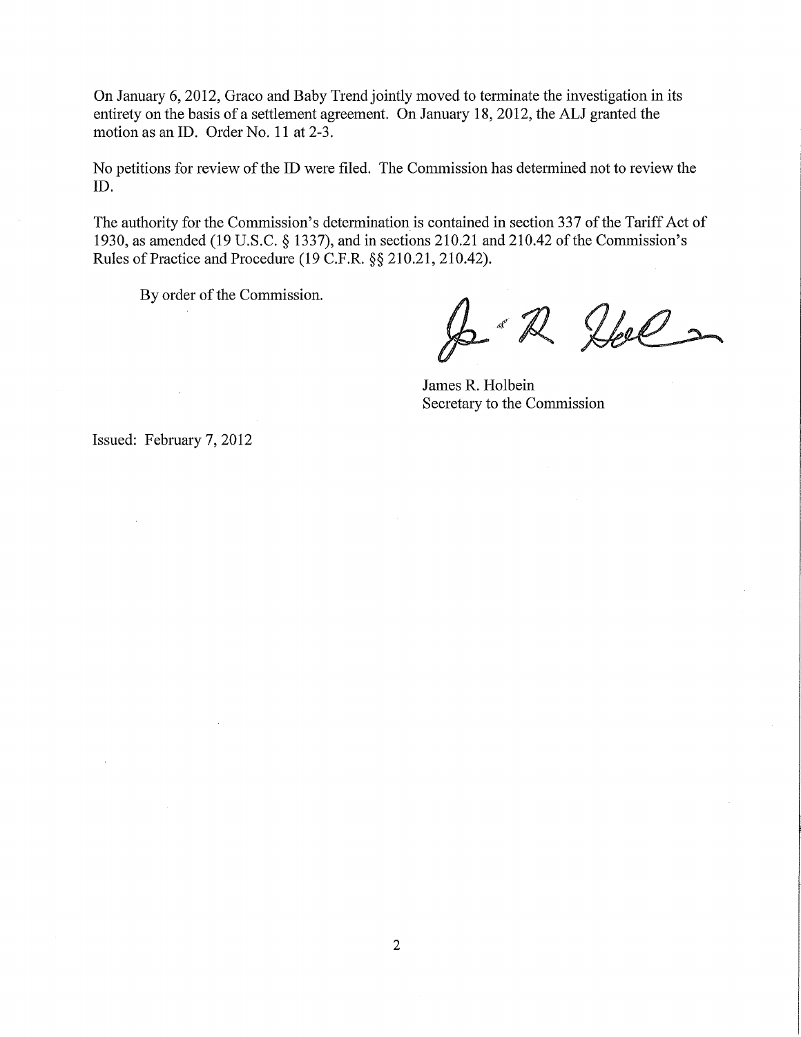On January 6, 2012, Graco and Baby Trend jointly moved to terminate the investigation in its entirety on the basis of a settlement agreement. On January 18, 2012, the ALJ granted the motion as an ID. Order No. 11 at 2-3.

No petitions for review of the ID were filed. The Commission has determined not to review the ID.

The authority for the Commission's determination is contained in section 337 of the Tariff Act of 1930, as amended (19 U.S.C. § 1337), and in sections 210.21 and 210.42 of the Commission's Rules of Practice and Procedure (19 C.F.R. §§ 210.21, 210.42).

By order of the Commission.

James R. Holbein
Secretary to the Commission

Issued: February 7, 2012